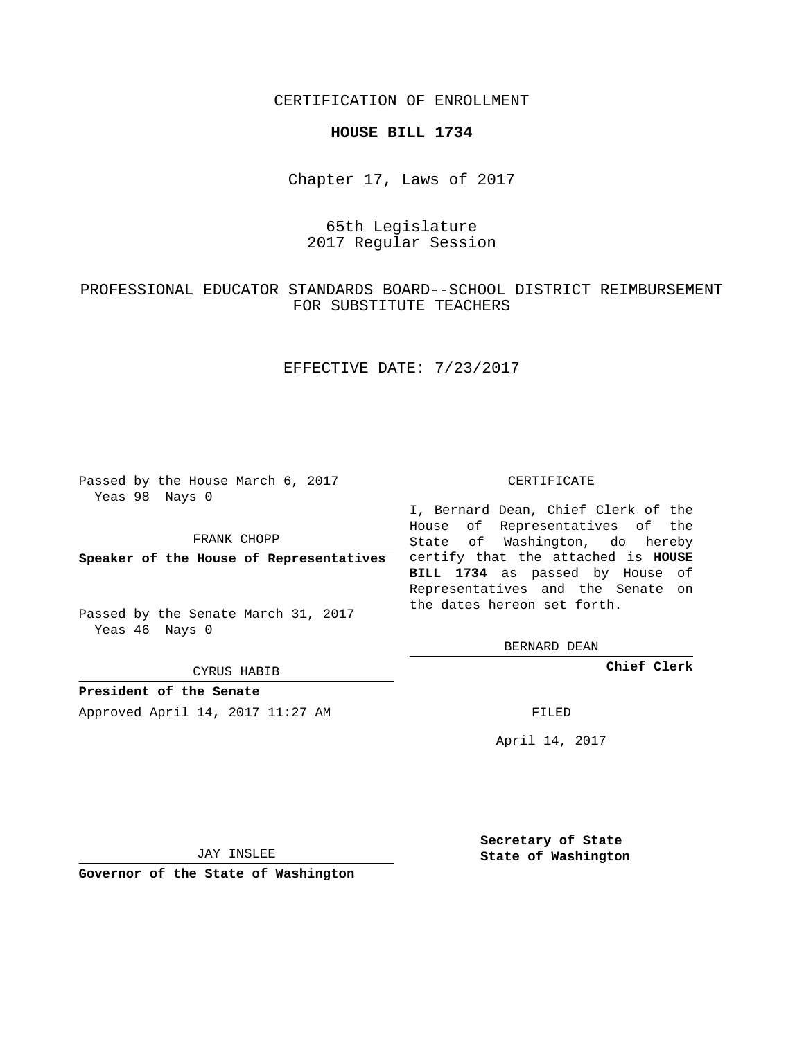CERTIFICATION OF ENROLLMENT

**HOUSE BILL 1734**

Chapter 17, Laws of 2017

65th Legislature
2017 Regular Session

PROFESSIONAL EDUCATOR STANDARDS BOARD--SCHOOL DISTRICT REIMBURSEMENT FOR SUBSTITUTE TEACHERS

EFFECTIVE DATE: 7/23/2017

Passed by the House March 6, 2017
Yeas 98 Nays 0

FRANK CHOPP

**Speaker of the House of Representatives**

Passed by the Senate March 31, 2017
Yeas 46 Nays 0

CYRUS HABIB

**President of the Senate**

Approved April 14, 2017 11:27 AM

JAY INSLEE

**Governor of the State of Washington**

CERTIFICATE

I, Bernard Dean, Chief Clerk of the House of Representatives of the State of Washington, do hereby certify that the attached is **HOUSE BILL 1734** as passed by House of Representatives and the Senate on the dates hereon set forth.

BERNARD DEAN

**Chief Clerk**

FILED

April 14, 2017

**Secretary of State**
**State of Washington**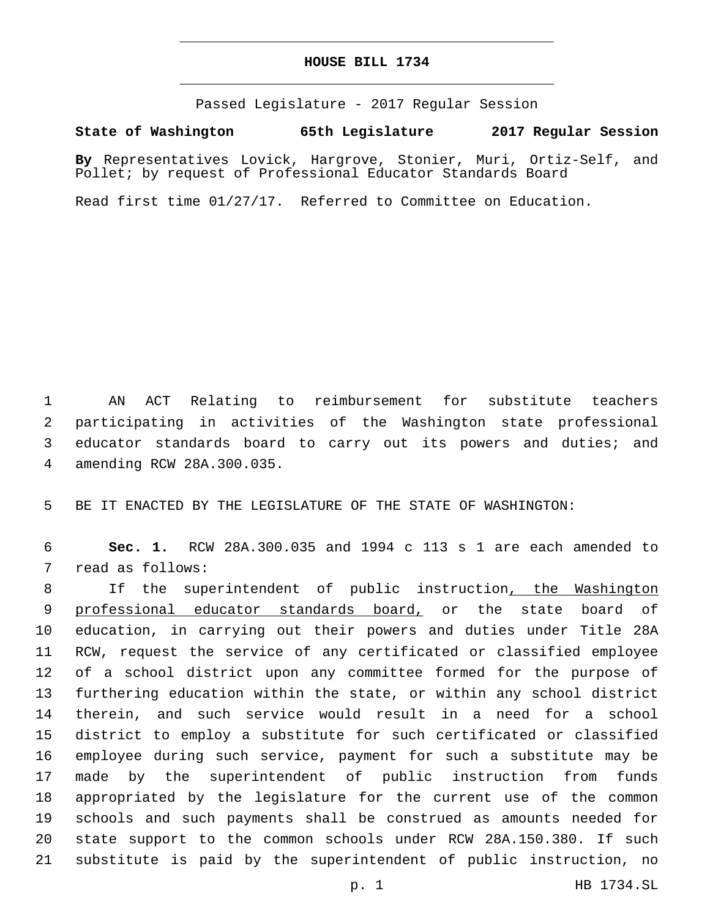# HOUSE BILL 1734

Passed Legislature - 2017 Regular Session

**State of Washington 65th Legislature 2017 Regular Session**

**By** Representatives Lovick, Hargrove, Stonier, Muri, Ortiz-Self, and Pollet; by request of Professional Educator Standards Board

Read first time 01/27/17. Referred to Committee on Education.

AN ACT Relating to reimbursement for substitute teachers participating in activities of the Washington state professional educator standards board to carry out its powers and duties; and amending RCW 28A.300.035.

BE IT ENACTED BY THE LEGISLATURE OF THE STATE OF WASHINGTON:

**Sec. 1.** RCW 28A.300.035 and 1994 c 113 s 1 are each amended to read as follows:

If the superintendent of public instruction, the Washington professional educator standards board, or the state board of education, in carrying out their powers and duties under Title 28A RCW, request the service of any certificated or classified employee of a school district upon any committee formed for the purpose of furthering education within the state, or within any school district therein, and such service would result in a need for a school district to employ a substitute for such certificated or classified employee during such service, payment for such a substitute may be made by the superintendent of public instruction from funds appropriated by the legislature for the current use of the common schools and such payments shall be construed as amounts needed for state support to the common schools under RCW 28A.150.380. If such substitute is paid by the superintendent of public instruction, no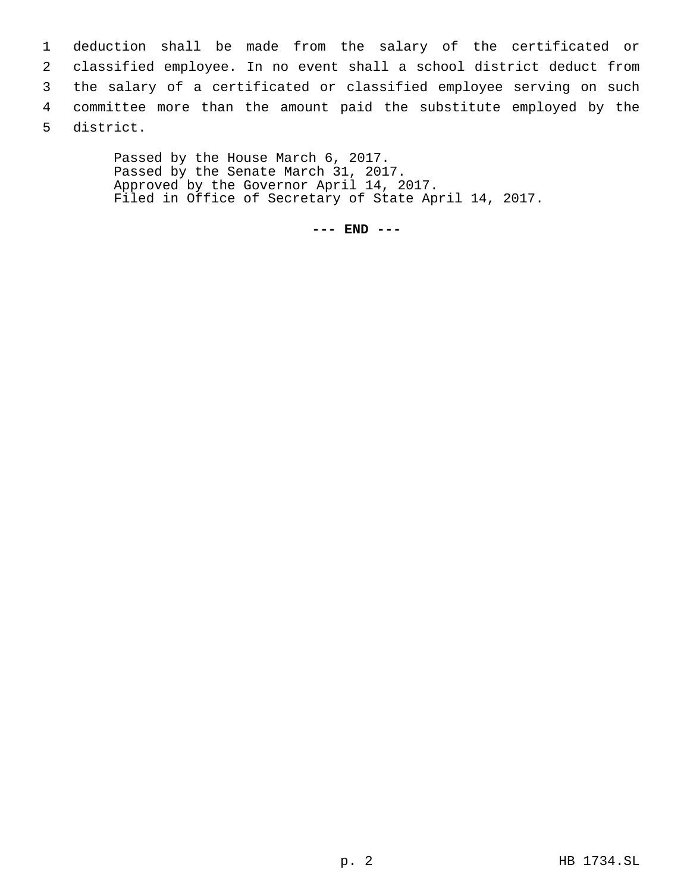deduction shall be made from the salary of the certificated or classified employee. In no event shall a school district deduct from the salary of a certificated or classified employee serving on such committee more than the amount paid the substitute employed by the district.

Passed by the House March 6, 2017.
Passed by the Senate March 31, 2017.
Approved by the Governor April 14, 2017.
Filed in Office of Secretary of State April 14, 2017.

**--- END ---**